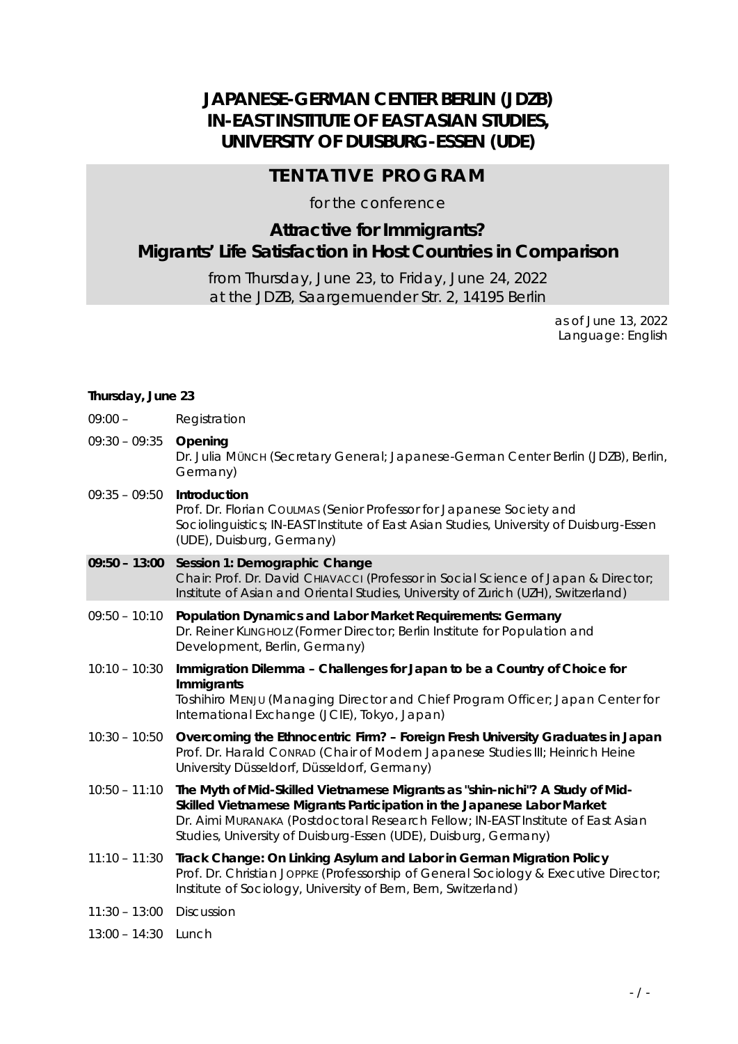# JAPANESE-GERMAN CENTER BERLIN (JDZB)
# IN-EAST INSTITUTE OF EAST ASIAN STUDIES, UNIVERSITY OF DUISBURG-ESSEN (UDE)

## TENTATIVE PROGRAM

for the conference

## Attractive for Immigrants? Migrants' Life Satisfaction in Host Countries in Comparison

from Thursday, June 23, to Friday, June 24, 2022
at the JDZB, Saargemuender Str. 2, 14195 Berlin

as of June 13, 2022
Language: English

**Thursday, June 23**

09:00 – Registration

09:30 – 09:35 **Opening**
Dr. Julia MÜNCH (Secretary General; Japanese-German Center Berlin (JDZB), Berlin, Germany)

09:35 – 09:50 **Introduction**
Prof. Dr. Florian COULMAS (Senior Professor for Japanese Society and Sociolinguistics; IN-EAST Institute of East Asian Studies, University of Duisburg-Essen (UDE), Duisburg, Germany)

**09:50 – 13:00 Session 1: Demographic Change**
Chair: Prof. Dr. David CHIAVACCI (Professor in Social Science of Japan & Director; Institute of Asian and Oriental Studies, University of Zurich (UZH), Switzerland)

09:50 – 10:10 **Population Dynamics and Labor Market Requirements: Germany**
Dr. Reiner KLINGHOLZ (Former Director; Berlin Institute for Population and Development, Berlin, Germany)

10:10 – 10:30 **Immigration Dilemma – Challenges for Japan to be a Country of Choice for Immigrants**
Toshihiro MENJU (Managing Director and Chief Program Officer; Japan Center for International Exchange (JCIE), Tokyo, Japan)

10:30 – 10:50 **Overcoming the Ethnocentric Firm? – Foreign Fresh University Graduates in Japan**
Prof. Dr. Harald CONRAD (Chair of Modern Japanese Studies III; Heinrich Heine University Düsseldorf, Düsseldorf, Germany)

10:50 – 11:10 **The Myth of Mid-Skilled Vietnamese Migrants as "shin-nichi"? A Study of Mid-Skilled Vietnamese Migrants Participation in the Japanese Labor Market**
Dr. Aimi MURANAKA (Postdoctoral Research Fellow; IN-EAST Institute of East Asian Studies, University of Duisburg-Essen (UDE), Duisburg, Germany)

11:10 – 11:30 **Track Change: On Linking Asylum and Labor in German Migration Policy**
Prof. Dr. Christian JOPPKE (Professorship of General Sociology & Executive Director; Institute of Sociology, University of Bern, Bern, Switzerland)

11:30 – 13:00 Discussion

13:00 – 14:30 Lunch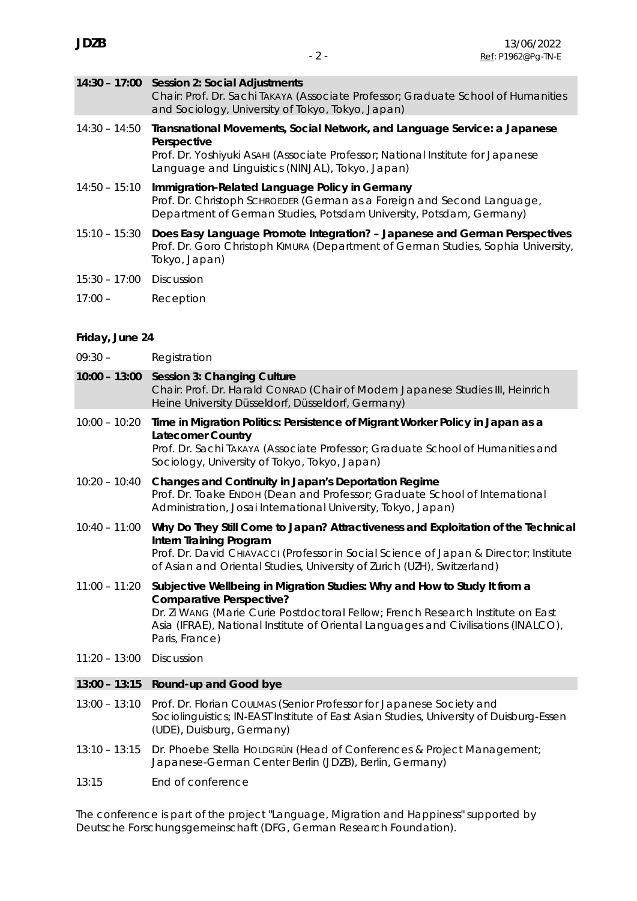**14:30 – 17:00 Session 2: Social Adjustments**
Chair: Prof. Dr. Sachi TAKAYA (Associate Professor; Graduate School of Humanities and Sociology, University of Tokyo, Tokyo, Japan)

14:30 – 14:50 **Transnational Movements, Social Network, and Language Service: a Japanese Perspective**
Prof. Dr. Yoshiyuki ASAHI (Associate Professor; National Institute for Japanese Language and Linguistics (NINJAL), Tokyo, Japan)

14:50 – 15:10 **Immigration-Related Language Policy in Germany**
Prof. Dr. Christoph SCHROEDER (German as a Foreign and Second Language, Department of German Studies, Potsdam University, Potsdam, Germany)

15:10 – 15:30 **Does Easy Language Promote Integration? – Japanese and German Perspectives**
Prof. Dr. Goro Christoph KIMURA (Department of German Studies, Sophia University, Tokyo, Japan)

15:30 – 17:00 Discussion

17:00 – Reception

## Friday, June 24

09:30 – Registration

**10:00 – 13:00 Session 3: Changing Culture**
Chair: Prof. Dr. Harald CONRAD (Chair of Modern Japanese Studies III, Heinrich Heine University Düsseldorf, Düsseldorf, Germany)

10:00 – 10:20 **Time in Migration Politics: Persistence of Migrant Worker Policy in Japan as a Latecomer Country**
Prof. Dr. Sachi TAKAYA (Associate Professor; Graduate School of Humanities and Sociology, University of Tokyo, Tokyo, Japan)

10:20 – 10:40 **Changes and Continuity in Japan's Deportation Regime**
Prof. Dr. Toake ENDOH (Dean and Professor; Graduate School of International Administration, Josai International University, Tokyo, Japan)

10:40 – 11:00 **Why Do They Still Come to Japan? Attractiveness and Exploitation of the Technical Intern Training Program**
Prof. Dr. David CHIAVACCI (Professor in Social Science of Japan & Director; Institute of Asian and Oriental Studies, University of Zurich (UZH), Switzerland)

11:00 – 11:20 **Subjective Wellbeing in Migration Studies: Why and How to Study It from a Comparative Perspective?**
Dr. Zi WANG (Marie Curie Postdoctoral Fellow; French Research Institute on East Asia (IFRAE), National Institute of Oriental Languages and Civilisations (INALCO), Paris, France)

11:20 – 13:00 Discussion

**13:00 – 13:15 Round-up and Good bye**

13:00 – 13:10 Prof. Dr. Florian COULMAS (Senior Professor for Japanese Society and Sociolinguistics; IN-EAST Institute of East Asian Studies, University of Duisburg-Essen (UDE), Duisburg, Germany)

13:10 – 13:15 Dr. Phoebe Stella HOLDGRÜN (Head of Conferences & Project Management; Japanese-German Center Berlin (JDZB), Berlin, Germany)

13:15 End of conference

The conference is part of the project "Language, Migration and Happiness" supported by Deutsche Forschungsgemeinschaft (DFG, German Research Foundation).